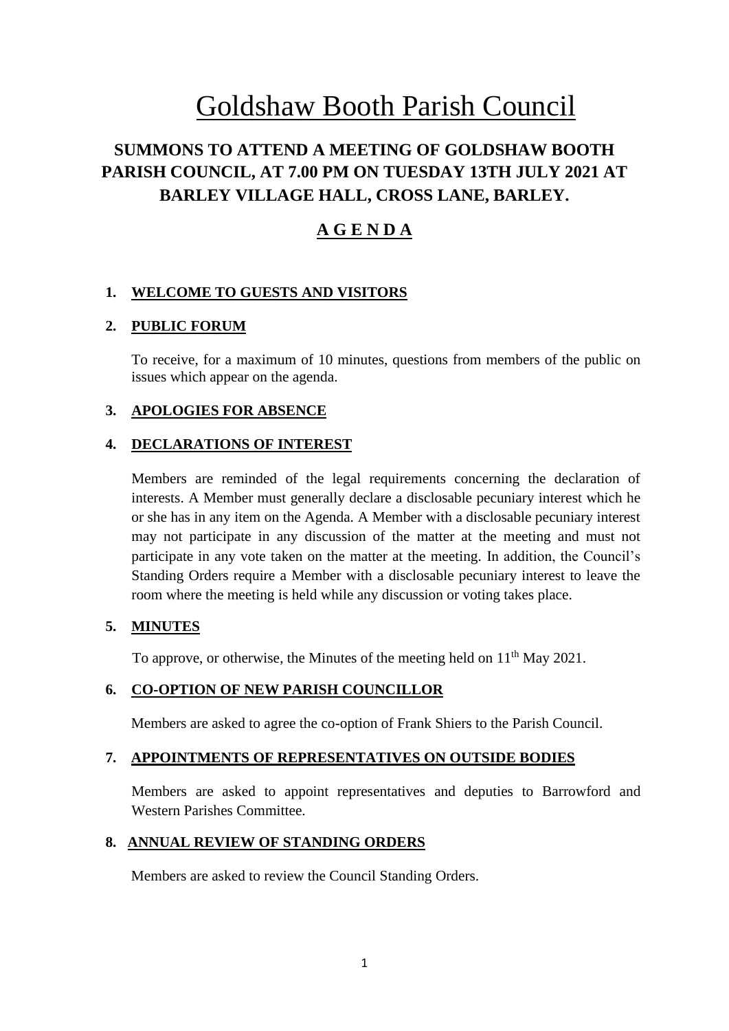# Goldshaw Booth Parish Council

## SUMMONS TO ATTEND A MEETING OF GOLDSHAW BOOTH PARISH COUNCIL, AT 7.00 PM ON TUESDAY 13TH JULY 2021 AT BARLEY VILLAGE HALL, CROSS LANE, BARLEY.

## A G E N D A

### 1. WELCOME TO GUESTS AND VISITORS

### 2. PUBLIC FORUM

To receive, for a maximum of 10 minutes, questions from members of the public on issues which appear on the agenda.

### 3. APOLOGIES FOR ABSENCE

### 4. DECLARATIONS OF INTEREST

Members are reminded of the legal requirements concerning the declaration of interests. A Member must generally declare a disclosable pecuniary interest which he or she has in any item on the Agenda. A Member with a disclosable pecuniary interest may not participate in any discussion of the matter at the meeting and must not participate in any vote taken on the matter at the meeting. In addition, the Council's Standing Orders require a Member with a disclosable pecuniary interest to leave the room where the meeting is held while any discussion or voting takes place.

### 5. MINUTES

To approve, or otherwise, the Minutes of the meeting held on 11th May 2021.

### 6. CO-OPTION OF NEW PARISH COUNCILLOR

Members are asked to agree the co-option of Frank Shiers to the Parish Council.

### 7. APPOINTMENTS OF REPRESENTATIVES ON OUTSIDE BODIES

Members are asked to appoint representatives and deputies to Barrowford and Western Parishes Committee.

### 8. ANNUAL REVIEW OF STANDING ORDERS

Members are asked to review the Council Standing Orders.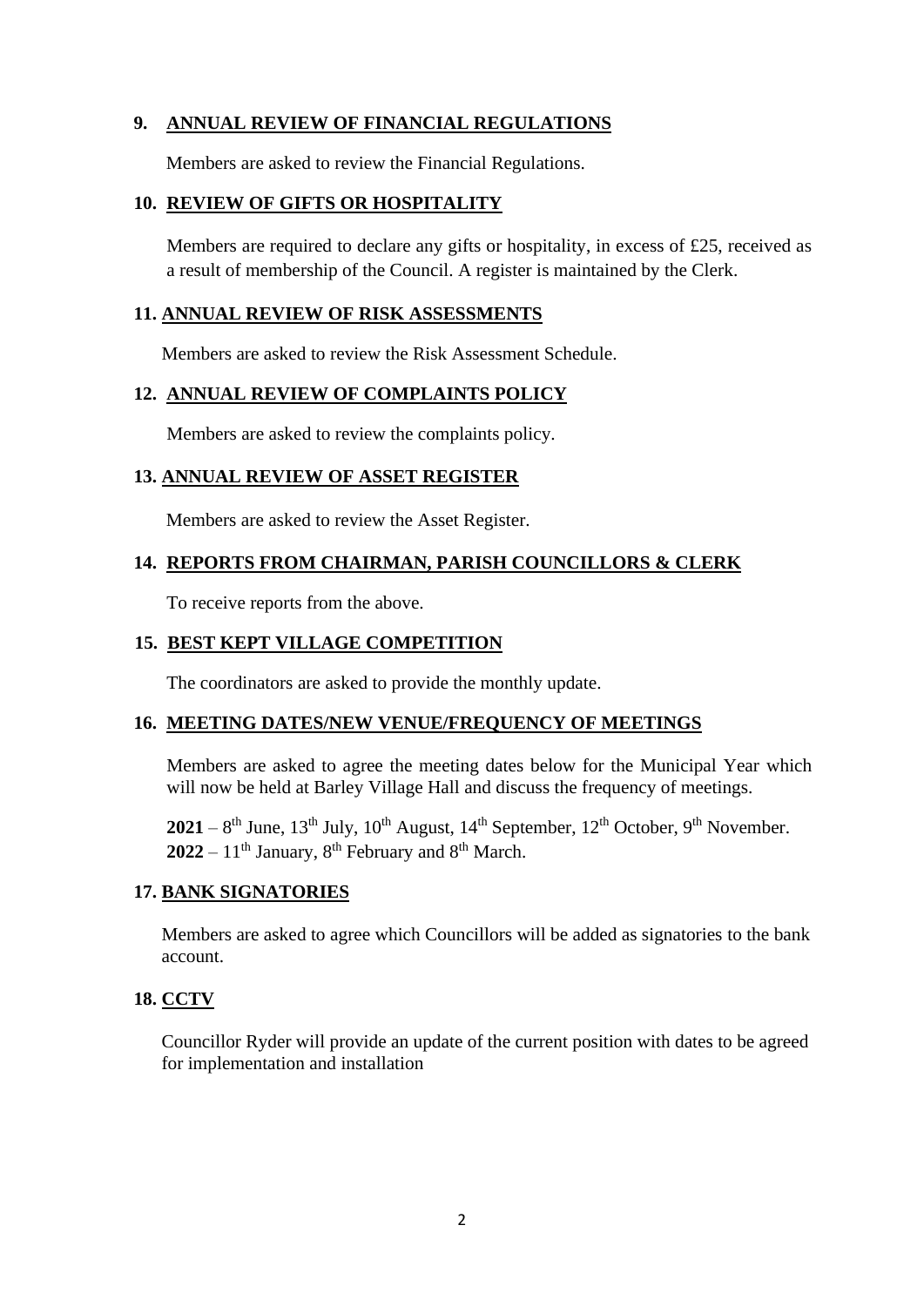## 9. ANNUAL REVIEW OF FINANCIAL REGULATIONS

Members are asked to review the Financial Regulations.

## 10. REVIEW OF GIFTS OR HOSPITALITY

Members are required to declare any gifts or hospitality, in excess of £25, received as a result of membership of the Council. A register is maintained by the Clerk.

## 11. ANNUAL REVIEW OF RISK ASSESSMENTS

Members are asked to review the Risk Assessment Schedule.

## 12. ANNUAL REVIEW OF COMPLAINTS POLICY

Members are asked to review the complaints policy.

## 13. ANNUAL REVIEW OF ASSET REGISTER

Members are asked to review the Asset Register.

## 14. REPORTS FROM CHAIRMAN, PARISH COUNCILLORS & CLERK

To receive reports from the above.

## 15. BEST KEPT VILLAGE COMPETITION

The coordinators are asked to provide the monthly update.

## 16. MEETING DATES/NEW VENUE/FREQUENCY OF MEETINGS

Members are asked to agree the meeting dates below for the Municipal Year which will now be held at Barley Village Hall and discuss the frequency of meetings.

**2021** – 8th June, 13th July, 10th August, 14th September, 12th October, 9th November.
**2022** – 11th January, 8th February and 8th March.

## 17. BANK SIGNATORIES

Members are asked to agree which Councillors will be added as signatories to the bank account.

## 18. CCTV

Councillor Ryder will provide an update of the current position with dates to be agreed for implementation and installation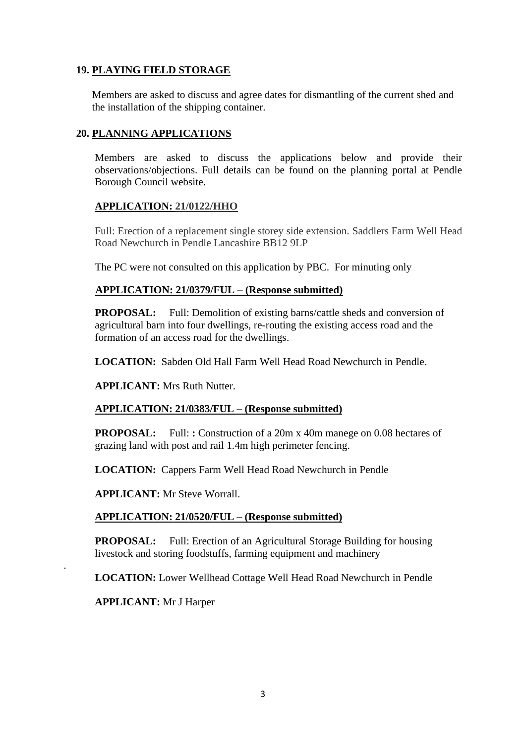## 19. PLAYING FIELD STORAGE

Members are asked to discuss and agree dates for dismantling of the current shed and the installation of the shipping container.

## 20. PLANNING APPLICATIONS

Members are asked to discuss the applications below and provide their observations/objections. Full details can be found on the planning portal at Pendle Borough Council website.

### APPLICATION: 21/0122/HHO

Full: Erection of a replacement single storey side extension. Saddlers Farm Well Head Road Newchurch in Pendle Lancashire BB12 9LP

The PC were not consulted on this application by PBC. For minuting only

### APPLICATION: 21/0379/FUL – (Response submitted)

**PROPOSAL:** Full: Demolition of existing barns/cattle sheds and conversion of agricultural barn into four dwellings, re-routing the existing access road and the formation of an access road for the dwellings.

**LOCATION:** Sabden Old Hall Farm Well Head Road Newchurch in Pendle.

**APPLICANT:** Mrs Ruth Nutter.

### APPLICATION: 21/0383/FUL – (Response submitted)

**PROPOSAL:** Full: **:** Construction of a 20m x 40m manege on 0.08 hectares of grazing land with post and rail 1.4m high perimeter fencing.

**LOCATION:** Cappers Farm Well Head Road Newchurch in Pendle

**APPLICANT:** Mr Steve Worrall.

### APPLICATION: 21/0520/FUL – (Response submitted)

**PROPOSAL:** Full: Erection of an Agricultural Storage Building for housing livestock and storing foodstuffs, farming equipment and machinery

**LOCATION:** Lower Wellhead Cottage Well Head Road Newchurch in Pendle

**APPLICANT:** Mr J Harper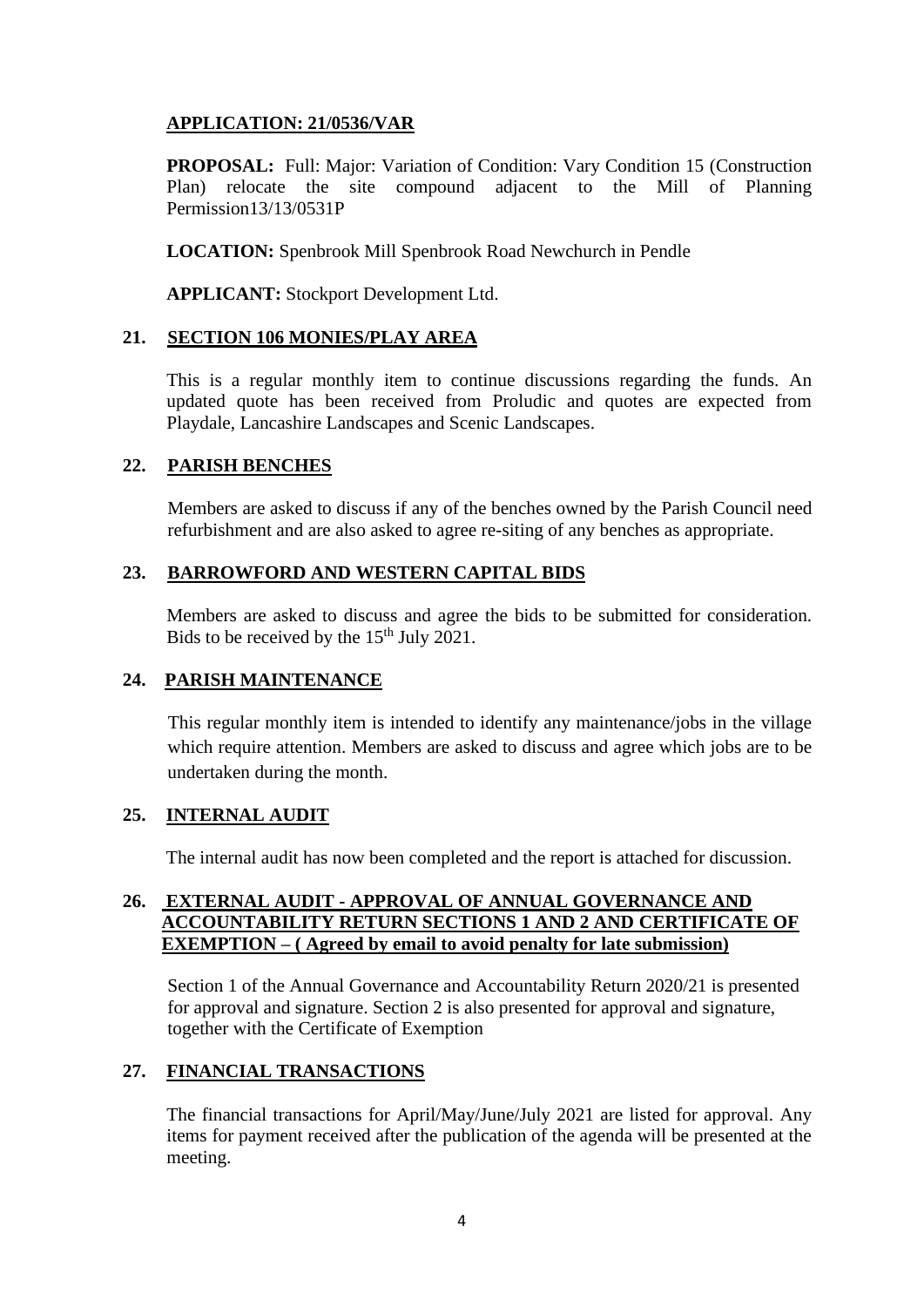**APPLICATION: 21/0536/VAR**

**PROPOSAL:** Full: Major: Variation of Condition: Vary Condition 15 (Construction Plan) relocate the site compound adjacent to the Mill of Planning Permission13/13/0531P

**LOCATION:** Spenbrook Mill Spenbrook Road Newchurch in Pendle

**APPLICANT:** Stockport Development Ltd.

## 21. SECTION 106 MONIES/PLAY AREA

This is a regular monthly item to continue discussions regarding the funds. An updated quote has been received from Proludic and quotes are expected from Playdale, Lancashire Landscapes and Scenic Landscapes.

## 22. PARISH BENCHES

Members are asked to discuss if any of the benches owned by the Parish Council need refurbishment and are also asked to agree re-siting of any benches as appropriate.

## 23. BARROWFORD AND WESTERN CAPITAL BIDS

Members are asked to discuss and agree the bids to be submitted for consideration. Bids to be received by the 15th July 2021.

## 24. PARISH MAINTENANCE

This regular monthly item is intended to identify any maintenance/jobs in the village which require attention. Members are asked to discuss and agree which jobs are to be undertaken during the month.

## 25. INTERNAL AUDIT

The internal audit has now been completed and the report is attached for discussion.

## 26. EXTERNAL AUDIT - APPROVAL OF ANNUAL GOVERNANCE AND ACCOUNTABILITY RETURN SECTIONS 1 AND 2 AND CERTIFICATE OF EXEMPTION – ( Agreed by email to avoid penalty for late submission)

Section 1 of the Annual Governance and Accountability Return 2020/21 is presented for approval and signature. Section 2 is also presented for approval and signature, together with the Certificate of Exemption

## 27. FINANCIAL TRANSACTIONS

The financial transactions for April/May/June/July 2021 are listed for approval. Any items for payment received after the publication of the agenda will be presented at the meeting.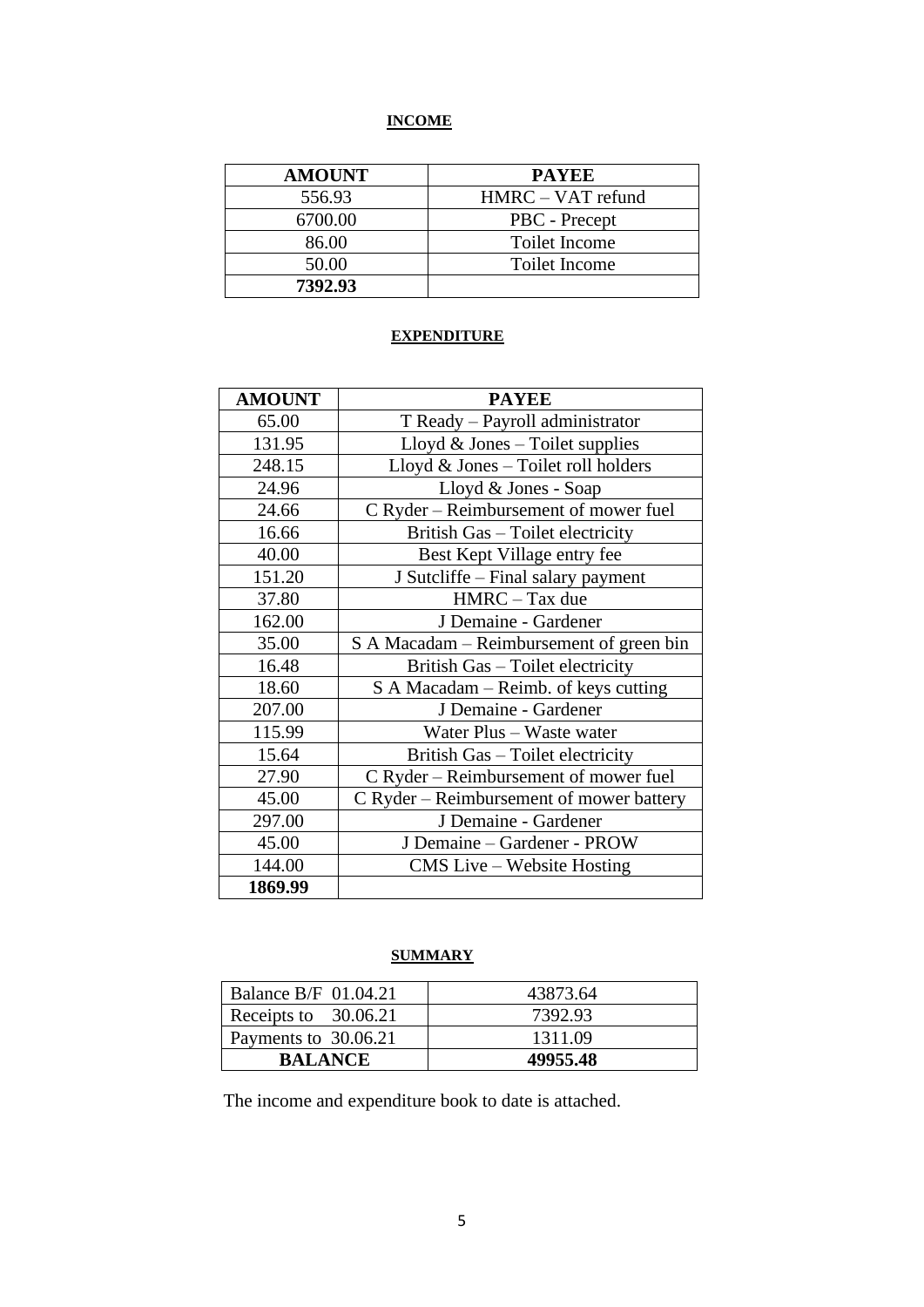**INCOME**

| AMOUNT | PAYEE |
|---|---|
| 556.93 | HMRC – VAT refund |
| 6700.00 | PBC - Precept |
| 86.00 | Toilet Income |
| 50.00 | Toilet Income |
| **7392.93** | |

**EXPENDITURE**

| AMOUNT | PAYEE |
|---|---|
| 65.00 | T Ready – Payroll administrator |
| 131.95 | Lloyd & Jones – Toilet supplies |
| 248.15 | Lloyd & Jones – Toilet roll holders |
| 24.96 | Lloyd & Jones - Soap |
| 24.66 | C Ryder – Reimbursement of mower fuel |
| 16.66 | British Gas – Toilet electricity |
| 40.00 | Best Kept Village entry fee |
| 151.20 | J Sutcliffe – Final salary payment |
| 37.80 | HMRC – Tax due |
| 162.00 | J Demaine - Gardener |
| 35.00 | S A Macadam – Reimbursement of green bin |
| 16.48 | British Gas – Toilet electricity |
| 18.60 | S A Macadam – Reimb. of keys cutting |
| 207.00 | J Demaine - Gardener |
| 115.99 | Water Plus – Waste water |
| 15.64 | British Gas – Toilet electricity |
| 27.90 | C Ryder – Reimbursement of mower fuel |
| 45.00 | C Ryder – Reimbursement of mower battery |
| 297.00 | J Demaine - Gardener |
| 45.00 | J Demaine – Gardener - PROW |
| 144.00 | CMS Live – Website Hosting |
| **1869.99** | |

**SUMMARY**

| | |
|---|---|
| Balance B/F 01.04.21 | 43873.64 |
| Receipts to 30.06.21 | 7392.93 |
| Payments to 30.06.21 | 1311.09 |
| **BALANCE** | **49955.48** |

The income and expenditure book to date is attached.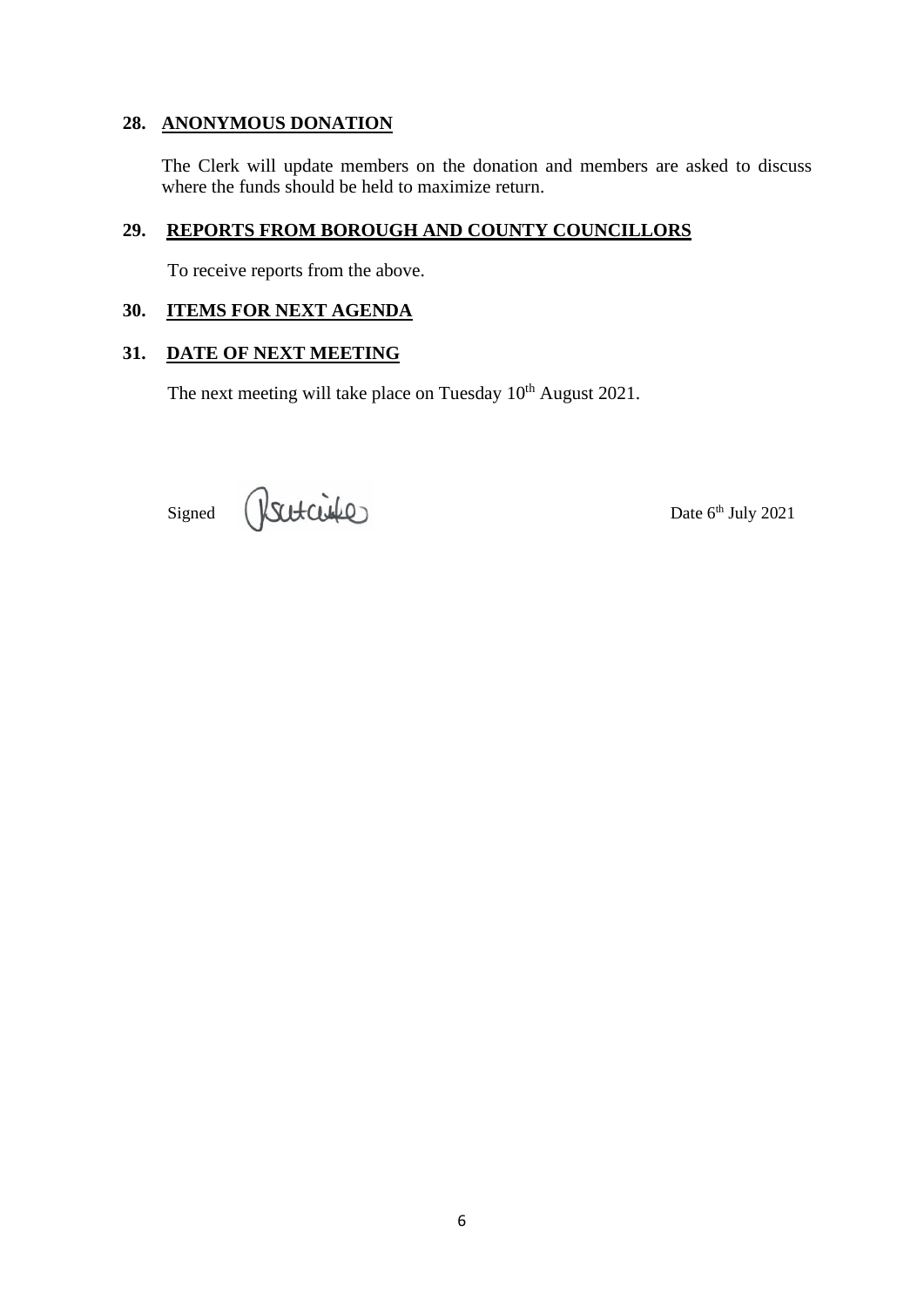**28. ANONYMOUS DONATION**

The Clerk will update members on the donation and members are asked to discuss where the funds should be held to maximize return.

**29. REPORTS FROM BOROUGH AND COUNTY COUNCILLORS**

To receive reports from the above.

**30. ITEMS FOR NEXT AGENDA**

**31. DATE OF NEXT MEETING**

The next meeting will take place on Tuesday 10th August 2021.

Signed [signature] Date 6th July 2021